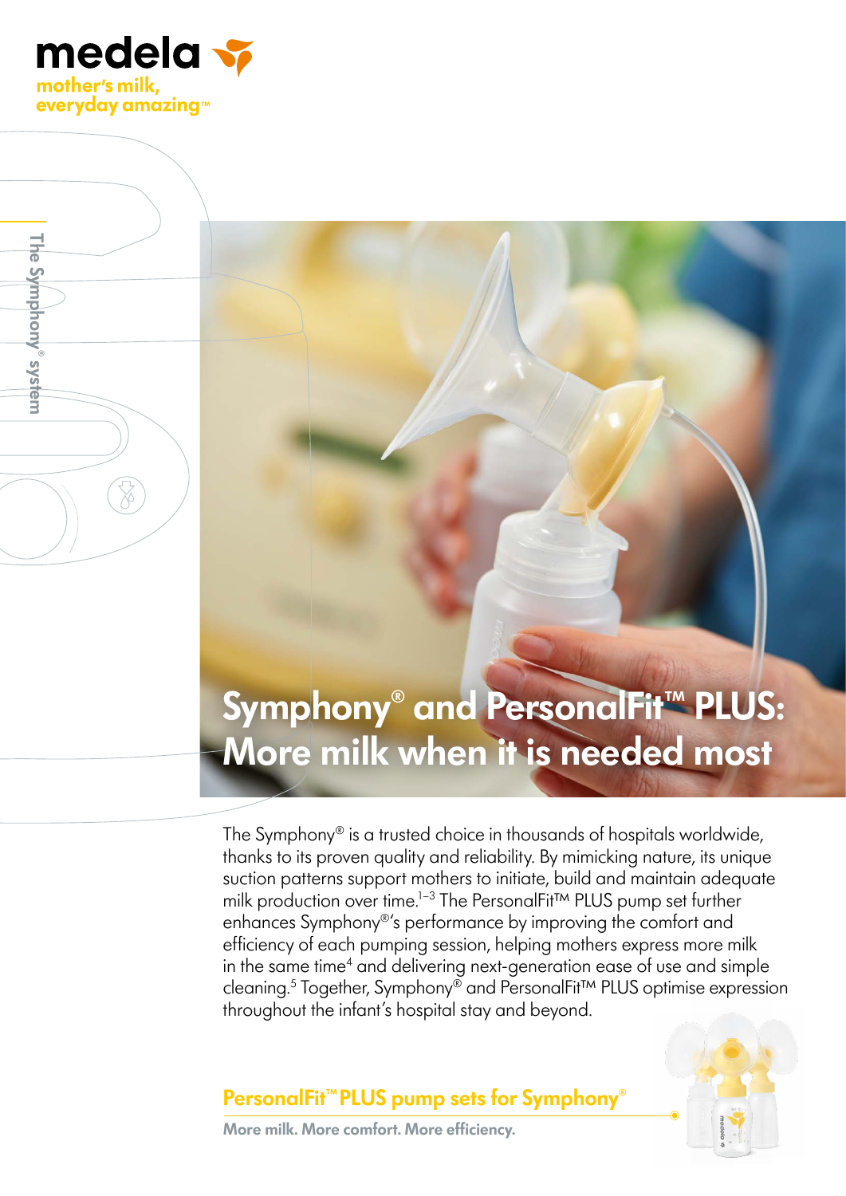medela

mother's milk, everyday amazing™

The Symphony® system

# Symphony® and PersonalFit™ PLUS: More milk when it is needed most

The Symphony® is a trusted choice in thousands of hospitals worldwide, thanks to its proven quality and reliability. By mimicking nature, its unique suction patterns support mothers to initiate, build and maintain adequate milk production over time.[1–3] The PersonalFit™ PLUS pump set further enhances Symphony®'s performance by improving the comfort and efficiency of each pumping session, helping mothers express more milk in the same time[4] and delivering next-generation ease of use and simple cleaning.[5] Together, Symphony® and PersonalFit™ PLUS optimise expression throughout the infant's hospital stay and beyond.

## PersonalFit™ PLUS pump sets for Symphony®

**More milk. More comfort. More efficiency.**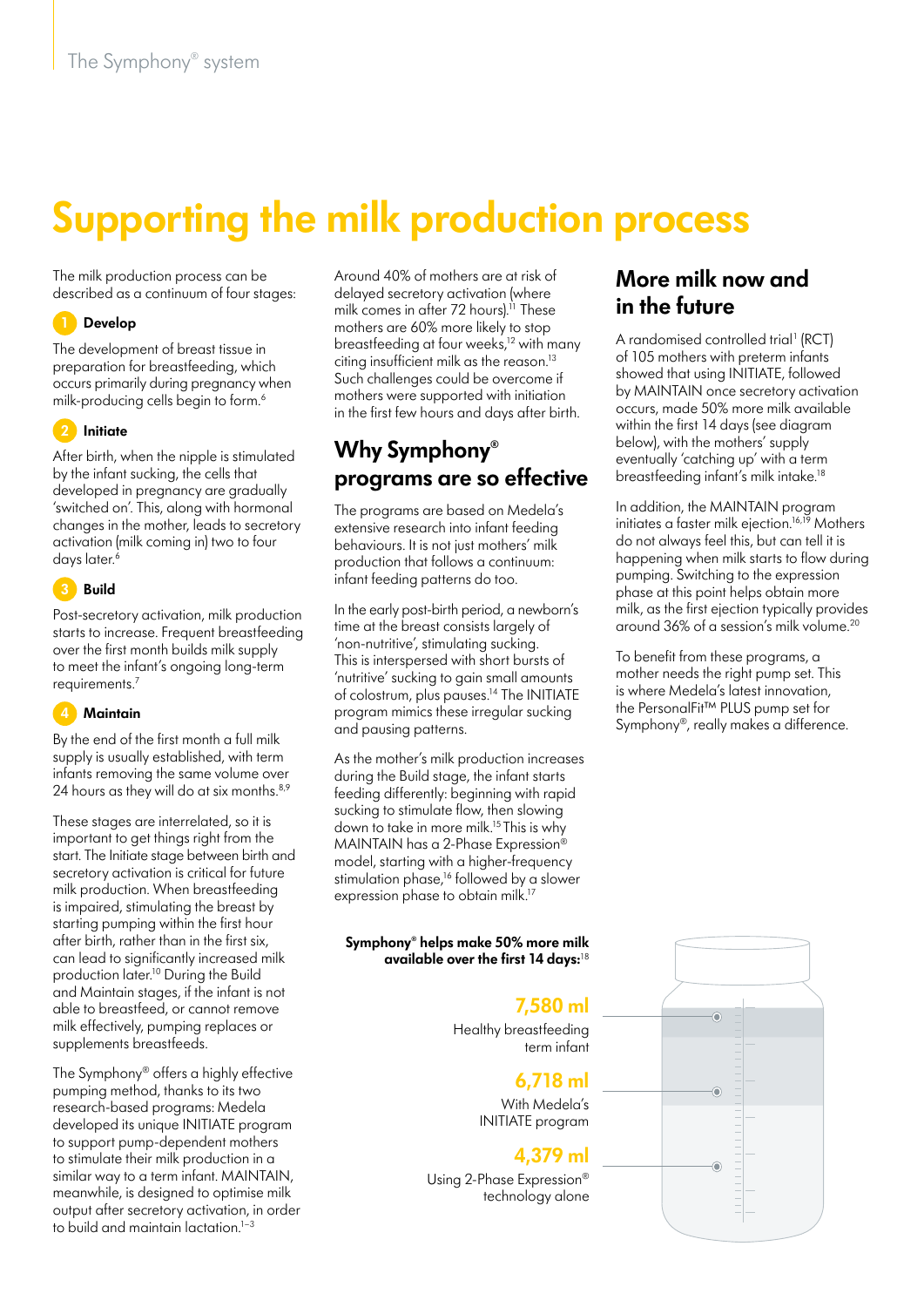# Supporting the milk production process

The milk production process can be described as a continuum of four stages:

### 1 Develop

The development of breast tissue in preparation for breastfeeding, which occurs primarily during pregnancy when milk-producing cells begin to form.[6]

### 2 Initiate

After birth, when the nipple is stimulated by the infant sucking, the cells that developed in pregnancy are gradually 'switched on'. This, along with hormonal changes in the mother, leads to secretory activation (milk coming in) two to four days later.[6]

### 3 Build

Post-secretory activation, milk production starts to increase. Frequent breastfeeding over the first month builds milk supply to meet the infant's ongoing long-term requirements.[7]

### 4 Maintain

By the end of the first month a full milk supply is usually established, with term infants removing the same volume over 24 hours as they will do at six months.[8,9]

These stages are interrelated, so it is important to get things right from the start. The Initiate stage between birth and secretory activation is critical for future milk production. When breastfeeding is impaired, stimulating the breast by starting pumping within the first hour after birth, rather than in the first six, can lead to significantly increased milk production later.[10] During the Build and Maintain stages, if the infant is not able to breastfeed, or cannot remove milk effectively, pumping replaces or supplements breastfeeds.

The Symphony® offers a highly effective pumping method, thanks to its two research-based programs: Medela developed its unique INITIATE program to support pump-dependent mothers to stimulate their milk production in a similar way to a term infant. MAINTAIN, meanwhile, is designed to optimise milk output after secretory activation, in order to build and maintain lactation.[1–3]

Around 40% of mothers are at risk of delayed secretory activation (where milk comes in after 72 hours).[11] These mothers are 60% more likely to stop breastfeeding at four weeks,[12] with many citing insufficient milk as the reason.[13] Such challenges could be overcome if mothers were supported with initiation in the first few hours and days after birth.

## Why Symphony® programs are so effective

The programs are based on Medela's extensive research into infant feeding behaviours. It is not just mothers' milk production that follows a continuum: infant feeding patterns do too.

In the early post-birth period, a newborn's time at the breast consists largely of 'non-nutritive', stimulating sucking. This is interspersed with short bursts of 'nutritive' sucking to gain small amounts of colostrum, plus pauses.[14] The INITIATE program mimics these irregular sucking and pausing patterns.

As the mother's milk production increases during the Build stage, the infant starts feeding differently: beginning with rapid sucking to stimulate flow, then slowing down to take in more milk.[15] This is why MAINTAIN has a 2-Phase Expression® model, starting with a higher-frequency stimulation phase,[16] followed by a slower expression phase to obtain milk.[17]

**Symphony® helps make 50% more milk available over the first 14 days:**[18]

**7,580 ml**
Healthy breastfeeding term infant

**6,718 ml**
With Medela's INITIATE program

**4,379 ml**
Using 2-Phase Expression® technology alone

## More milk now and in the future

A randomised controlled trial[1] (RCT) of 105 mothers with preterm infants showed that using INITIATE, followed by MAINTAIN once secretory activation occurs, made 50% more milk available within the first 14 days (see diagram below), with the mothers' supply eventually 'catching up' with a term breastfeeding infant's milk intake.[18]

In addition, the MAINTAIN program initiates a faster milk ejection.[16,19] Mothers do not always feel this, but can tell it is happening when milk starts to flow during pumping. Switching to the expression phase at this point helps obtain more milk, as the first ejection typically provides around 36% of a session's milk volume.[20]

To benefit from these programs, a mother needs the right pump set. This is where Medela's latest innovation, the PersonalFit™ PLUS pump set for Symphony®, really makes a difference.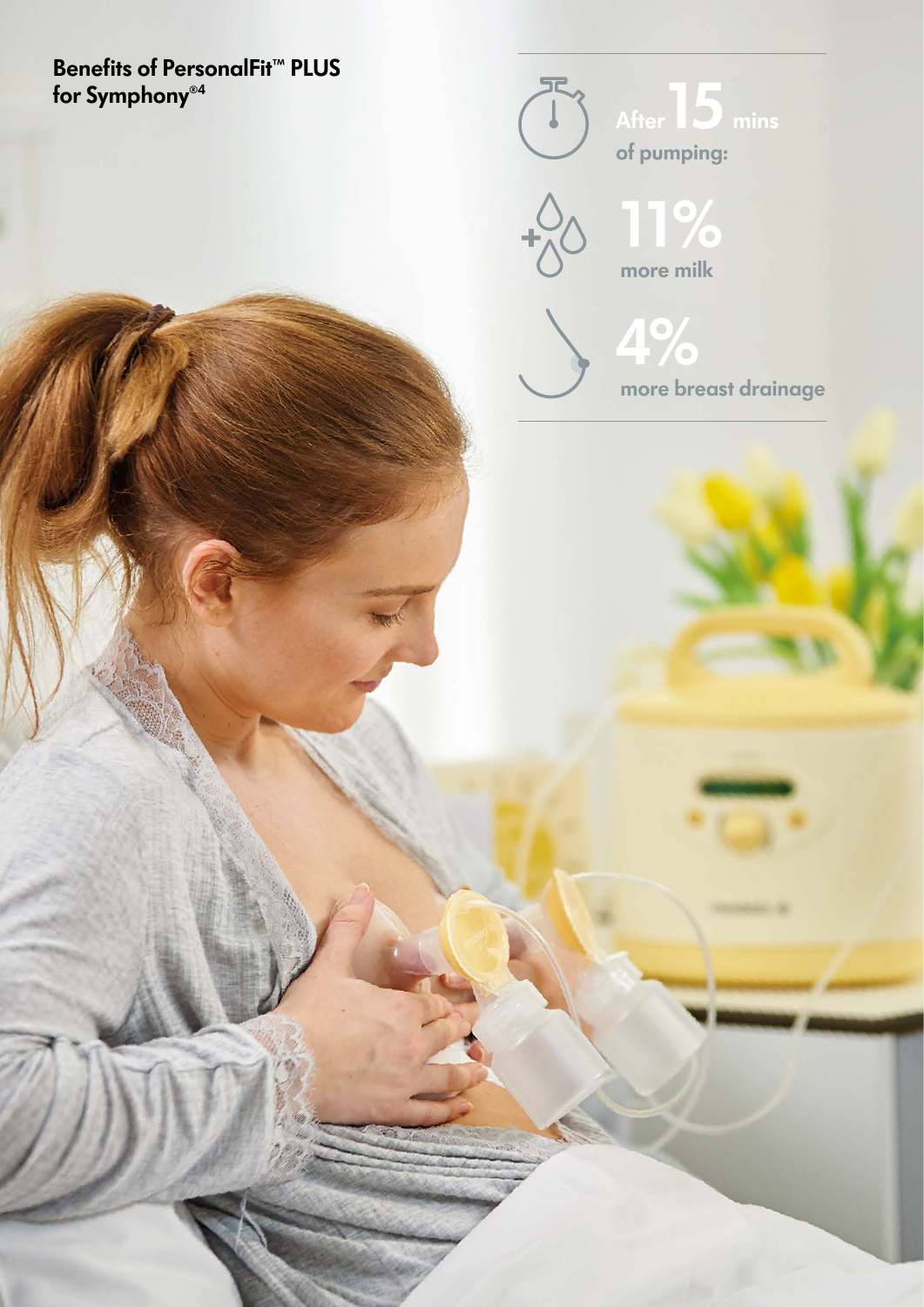## Benefits of PersonalFit™ PLUS for Symphony®[4]

After **15** mins of pumping:

**11%** more milk

**4%** more breast drainage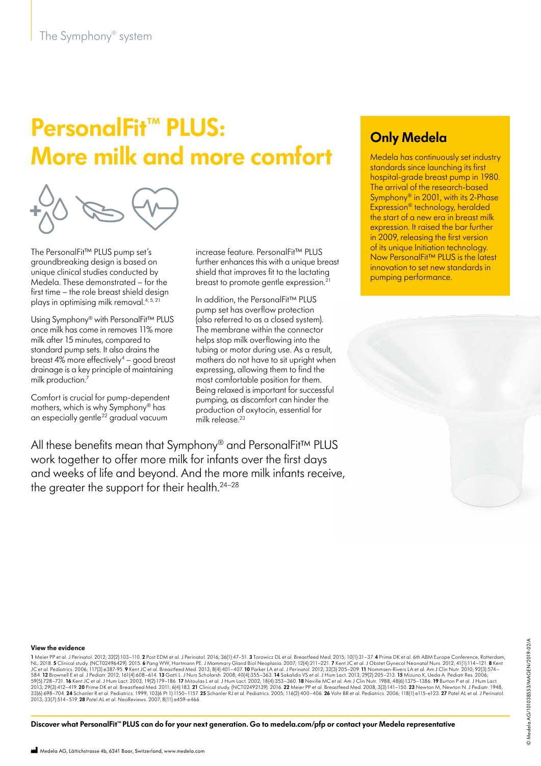# PersonalFit™ PLUS: More milk and more comfort

The PersonalFit™ PLUS pump set's groundbreaking design is based on unique clinical studies conducted by Medela. These demonstrated – for the first time – the role breast shield design plays in optimising milk removal.[4, 5, 21]

Using Symphony® with PersonalFit™ PLUS once milk has come in removes 11% more milk after 15 minutes, compared to standard pump sets. It also drains the breast 4% more effectively[4] – good breast drainage is a key principle of maintaining milk production.[7]

Comfort is crucial for pump-dependent mothers, which is why Symphony® has an especially gentle[22] gradual vacuum increase feature. PersonalFit™ PLUS further enhances this with a unique breast shield that improves fit to the lactating breast to promote gentle expression.[21]

In addition, the PersonalFit™ PLUS pump set has overflow protection (also referred to as a closed system). The membrane within the connector helps stop milk overflowing into the tubing or motor during use. As a result, mothers do not have to sit upright when expressing, allowing them to find the most comfortable position for them. Being relaxed is important for successful pumping, as discomfort can hinder the production of oxytocin, essential for milk release.[23]

All these benefits mean that Symphony® and PersonalFit™ PLUS work together to offer more milk for infants over the first days and weeks of life and beyond. And the more milk infants receive, the greater the support for their health.[24–28]

## Only Medela

Medela has continuously set industry standards since launching its first hospital-grade breast pump in 1980. The arrival of the research-based Symphony® in 2001, with its 2-Phase Expression® technology, heralded the start of a new era in breast milk expression. It raised the bar further in 2009, releasing the first version of its unique Initiation technology. Now PersonalFit™ PLUS is the latest innovation to set new standards in pumping performance.

**View the evidence**

**1** Meier PP et al. J Perinatol. 2012; 32(2):103–110. **2** Post EDM et al. J Perinatol. 2016; 36(1):47–51. **3** Torowicz DL et al. Breastfeed Med. 2015; 10(1):31–37. **4** Prime DK et al. 6th ABM Europe Conference, Rotterdam, NL; 2018. **5** Clinical study. (NCT02496429). 2015. **6** Pang WW, Hartmann PE. J Mammary Gland Biol Neoplasia. 2007; 12(4):211–221. **7** Kent JC et al. J Obstet Gynecol Neonatal Nurs. 2012; 41(1):114–121. **8** Kent JC et al. Pediatrics. 2006; 117(3):e387-95. **9** Kent JC et al. Breastfeed Med. 2013; 8(4):401–407. **10** Parker LA et al. J Perinatol. 2012; 32(3):205–209. **11** Nommsen-Rivers LA et al. Am J Clin Nutr. 2010; 92(3):574–584. **12** Brownell E et al. J Pediatr. 2012; 161(4):608–614. **13** Gatti L. J Nurs Scholarsh. 2008; 40(4):355–363. **14** Sakalidis VS et al. J Hum Lact. 2013; 29(2):205–213. **15** Mizuno K, Ueda A. Pediatr Res. 2006; 59(5):728–731. **16** Kent JC et al. J Hum Lact. 2003; 19(2):179–186. **17** Mitoulas L et al. J Hum Lact. 2002; 18(4):353–360. **18** Neville MC et al. Am J Clin Nutr. 1988; 48(6):1375–1386. **19** Burton P et al. J Hum Lact. 2013; 29(3):412–419. **20** Prime DK et al. Breastfeed Med. 2011; 6(4):183. **21** Clinical study. (NCT02492139). 2016. **22** Meier PP et al. Breastfeed Med. 2008; 3(3):141–150. **23** Newton M, Newton N. J Pediatr. 1948; 33(6):698–704. **24** Schanler R et al. Pediatrics. 1999; 103(6 Pt 1):1150–1157. **25** Schanler RJ et al. Pediatrics. 2005; 116(2):400–406. **26** Vohr BR et al. Pediatrics. 2006; 118(1):e115-e123. **27** Patel AL et al. J Perinatol. 2013; 33(7):514–519. **28** Patel AL et al. NeoReviews. 2007; 8(11):e459-e466.

**Discover what PersonalFit™ PLUS can do for your next generation. Go to medela.com/pfp or contact your Medela representative**

Medela AG, Lättichstrasse 4b, 6341 Baar, Switzerland, www.medela.com

© Medela AG/101038553/MAGEN/2019-02/A